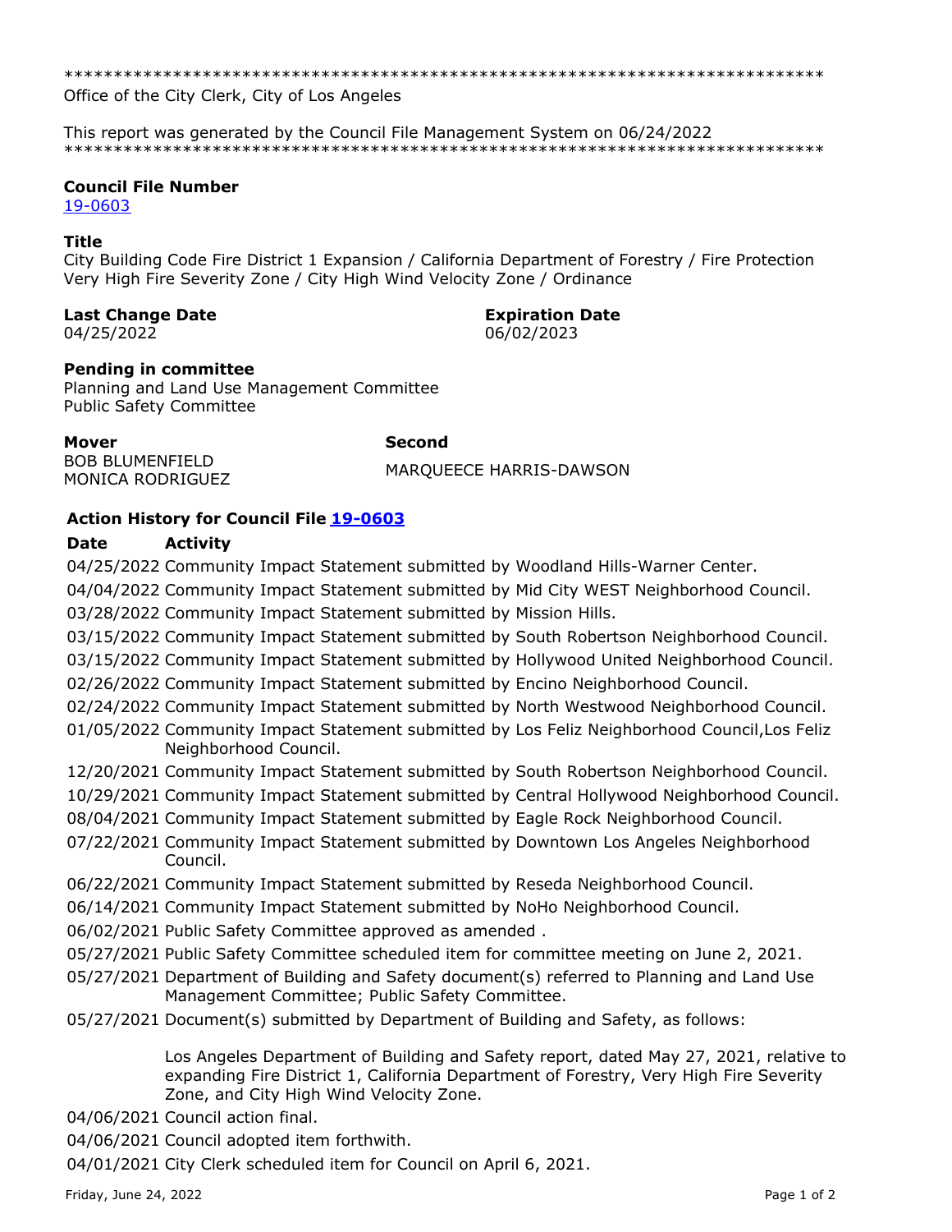******************************************************************************
Office of the City Clerk, City of Los Angeles

This report was generated by the Council File Management System on 06/24/2022
******************************************************************************

**Council File Number**
19-0603

**Title**
City Building Code Fire District 1 Expansion / California Department of Forestry / Fire Protection Very High Fire Severity Zone / City High Wind Velocity Zone / Ordinance

**Last Change Date**
04/25/2022

**Expiration Date**
06/02/2023

**Pending in committee**
Planning and Land Use Management Committee
Public Safety Committee

**Mover**
BOB BLUMENFIELD
MONICA RODRIGUEZ

**Second**
MARQUEECE HARRIS-DAWSON

**Action History for Council File 19-0603**

| Date | Activity |
| --- | --- |
| 04/25/2022 | Community Impact Statement submitted by Woodland Hills-Warner Center. |
| 04/04/2022 | Community Impact Statement submitted by Mid City WEST Neighborhood Council. |
| 03/28/2022 | Community Impact Statement submitted by Mission Hills. |
| 03/15/2022 | Community Impact Statement submitted by South Robertson Neighborhood Council. |
| 03/15/2022 | Community Impact Statement submitted by Hollywood United Neighborhood Council. |
| 02/26/2022 | Community Impact Statement submitted by Encino Neighborhood Council. |
| 02/24/2022 | Community Impact Statement submitted by North Westwood Neighborhood Council. |
| 01/05/2022 | Community Impact Statement submitted by Los Feliz Neighborhood Council,Los Feliz Neighborhood Council. |
| 12/20/2021 | Community Impact Statement submitted by South Robertson Neighborhood Council. |
| 10/29/2021 | Community Impact Statement submitted by Central Hollywood Neighborhood Council. |
| 08/04/2021 | Community Impact Statement submitted by Eagle Rock Neighborhood Council. |
| 07/22/2021 | Community Impact Statement submitted by Downtown Los Angeles Neighborhood Council. |
| 06/22/2021 | Community Impact Statement submitted by Reseda Neighborhood Council. |
| 06/14/2021 | Community Impact Statement submitted by NoHo Neighborhood Council. |
| 06/02/2021 | Public Safety Committee approved as amended . |
| 05/27/2021 | Public Safety Committee scheduled item for committee meeting on June 2, 2021. |
| 05/27/2021 | Department of Building and Safety document(s) referred to Planning and Land Use Management Committee; Public Safety Committee. |
| 05/27/2021 | Document(s) submitted by Department of Building and Safety, as follows:<br><br>Los Angeles Department of Building and Safety report, dated May 27, 2021, relative to expanding Fire District 1, California Department of Forestry, Very High Fire Severity Zone, and City High Wind Velocity Zone. |
| 04/06/2021 | Council action final. |
| 04/06/2021 | Council adopted item forthwith. |
| 04/01/2021 | City Clerk scheduled item for Council on April 6, 2021. |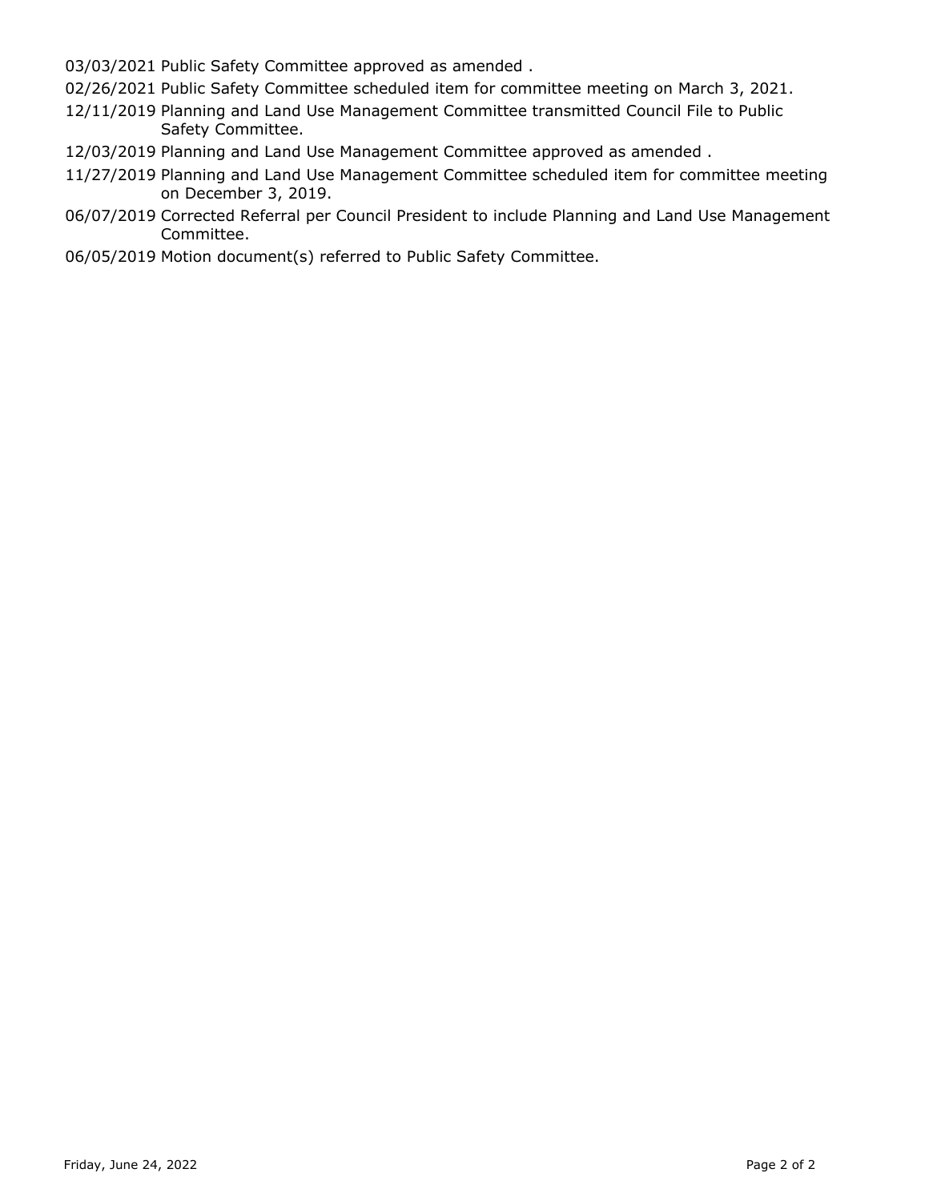03/03/2021 Public Safety Committee approved as amended .

02/26/2021 Public Safety Committee scheduled item for committee meeting on March 3, 2021.

12/11/2019 Planning and Land Use Management Committee transmitted Council File to Public Safety Committee.

12/03/2019 Planning and Land Use Management Committee approved as amended .

11/27/2019 Planning and Land Use Management Committee scheduled item for committee meeting on December 3, 2019.

06/07/2019 Corrected Referral per Council President to include Planning and Land Use Management Committee.

06/05/2019 Motion document(s) referred to Public Safety Committee.